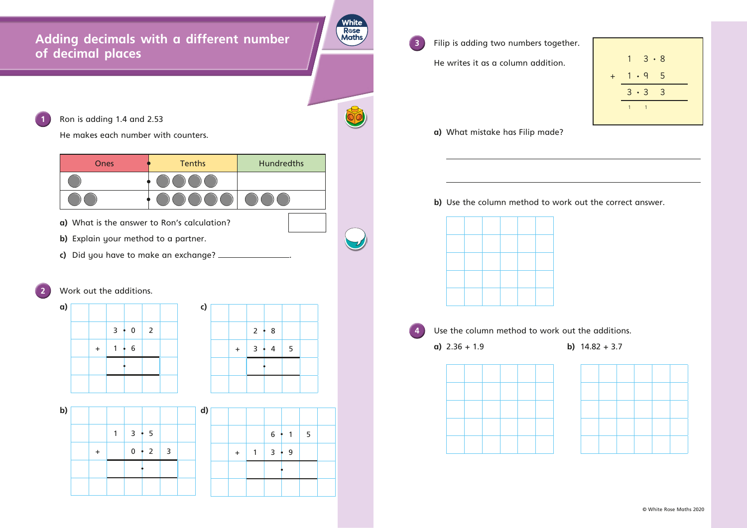# Adding decimals with a different number of decimal places

**1** Ron is adding 1.4 and 2.53

He makes each number with counters.

| Ones | Tenths | Hundredths |
|---|---|---|
| ● | ●●●● | |
| ●● | ●●●●● | ●●● |

**a)** What is the answer to Ron's calculation? ☐

**b)** Explain your method to a partner.

**c)** Did you have to make an exchange? ______________.

**2** Work out the additions.

**a)**

```
    3 . 0  2
 +  1 . 6
 ----------
      .
```

**b)**

```
   1  3 . 5
 +    0 . 2  3
 -------------
        .
```

**c)**

```
    2 . 8
 +  3 . 4  5
 ----------
      .
```

**d)**

```
      6 . 1  5
 +  1 3 . 9
 -------------
        .
```

**3** Filip is adding two numbers together.

He writes it as a column addition.

```
     1  3 . 8
 +   1 . 9  5
 ------------
     3 . 3  3
     1   1
```

**a)** What mistake has Filip made?

______________________________________________

______________________________________________

**b)** Use the column method to work out the correct answer.

**4** Use the column method to work out the additions.

**a)** 2.36 + 1.9

**b)** 14.82 + 3.7

© White Rose Maths 2020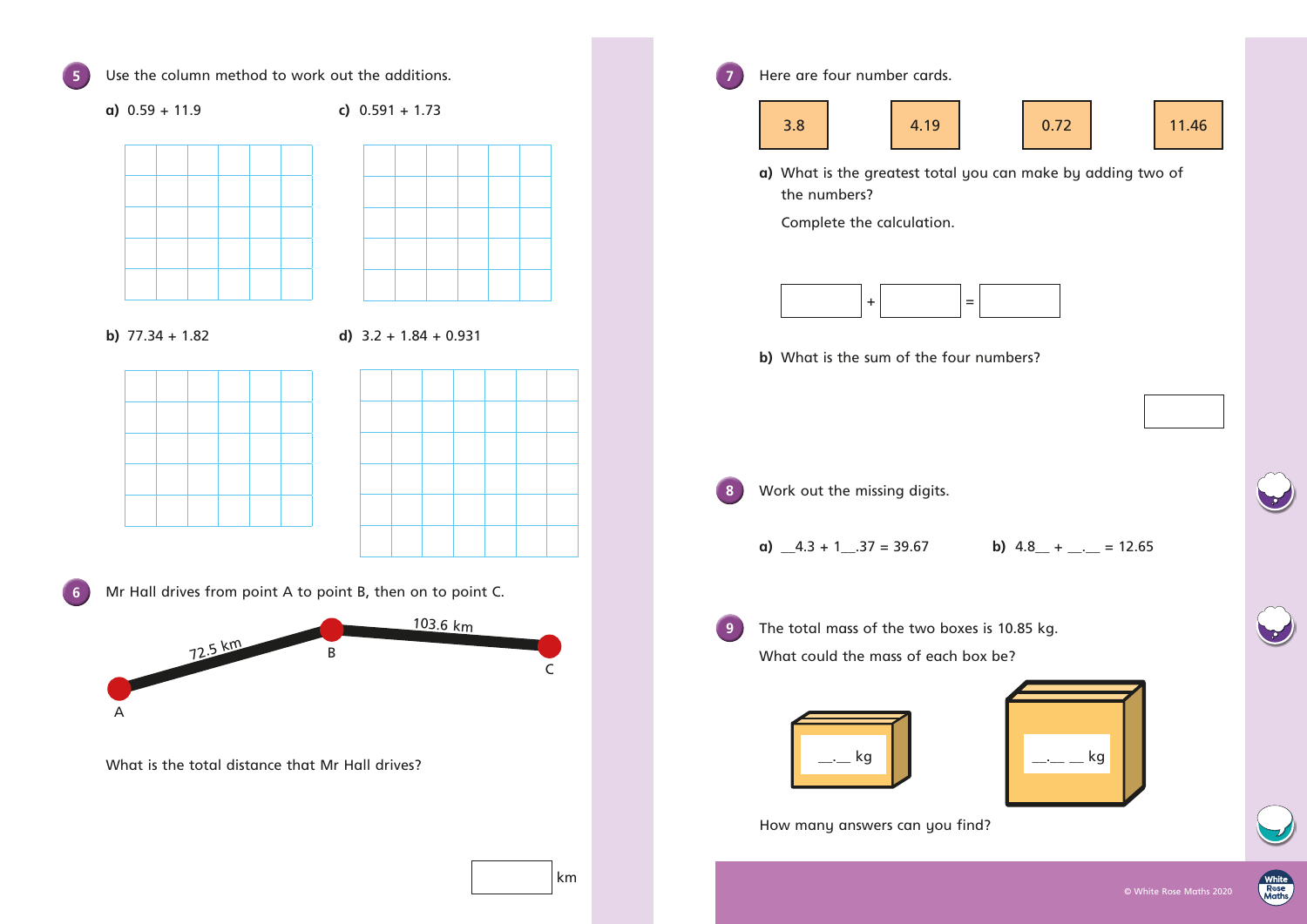**5** Use the column method to work out the additions.

**a)** 0.59 + 11.9

**b)** 77.34 + 1.82

**c)** 0.591 + 1.73

**d)** 3.2 + 1.84 + 0.931

**6** Mr Hall drives from point A to point B, then on to point C.

72.5 km

103.6 km

A

B

C

What is the total distance that Mr Hall drives?

______ km

**7** Here are four number cards.

3.8 4.19 0.72 11.46

**a)** What is the greatest total you can make by adding two of the numbers?

Complete the calculation.

______ + ______ = ______

**b)** What is the sum of the four numbers?

______

**8** Work out the missing digits.

**a)** __4.3 + 1__.37 = 39.67

**b)** 4.8__ + __.__ = 12.65

**9** The total mass of the two boxes is 10.85 kg.

What could the mass of each box be?

__.__ kg

__.__ __ kg

How many answers can you find?

© White Rose Maths 2020